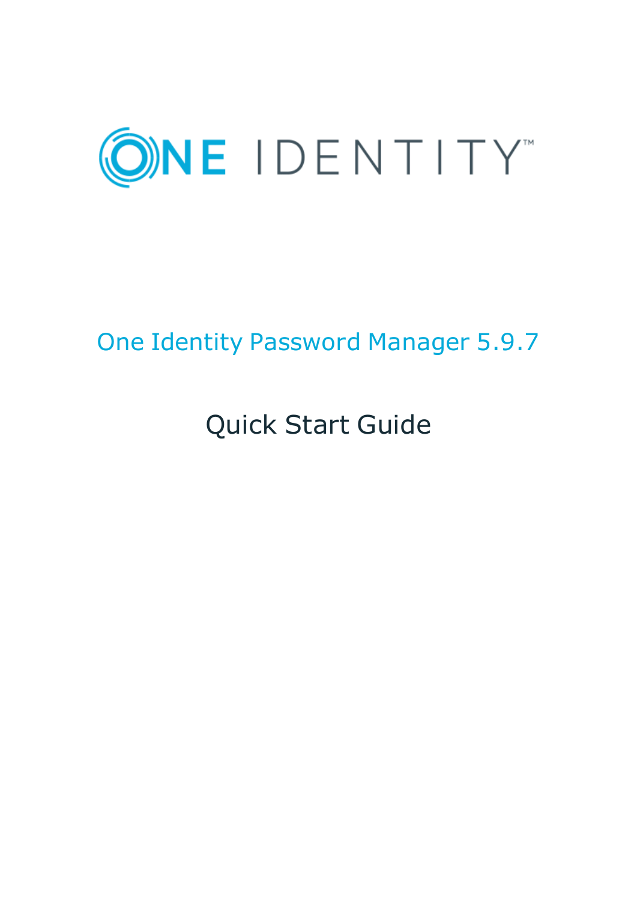# One Identity Password Manager 5.9.7

## Quick Start Guide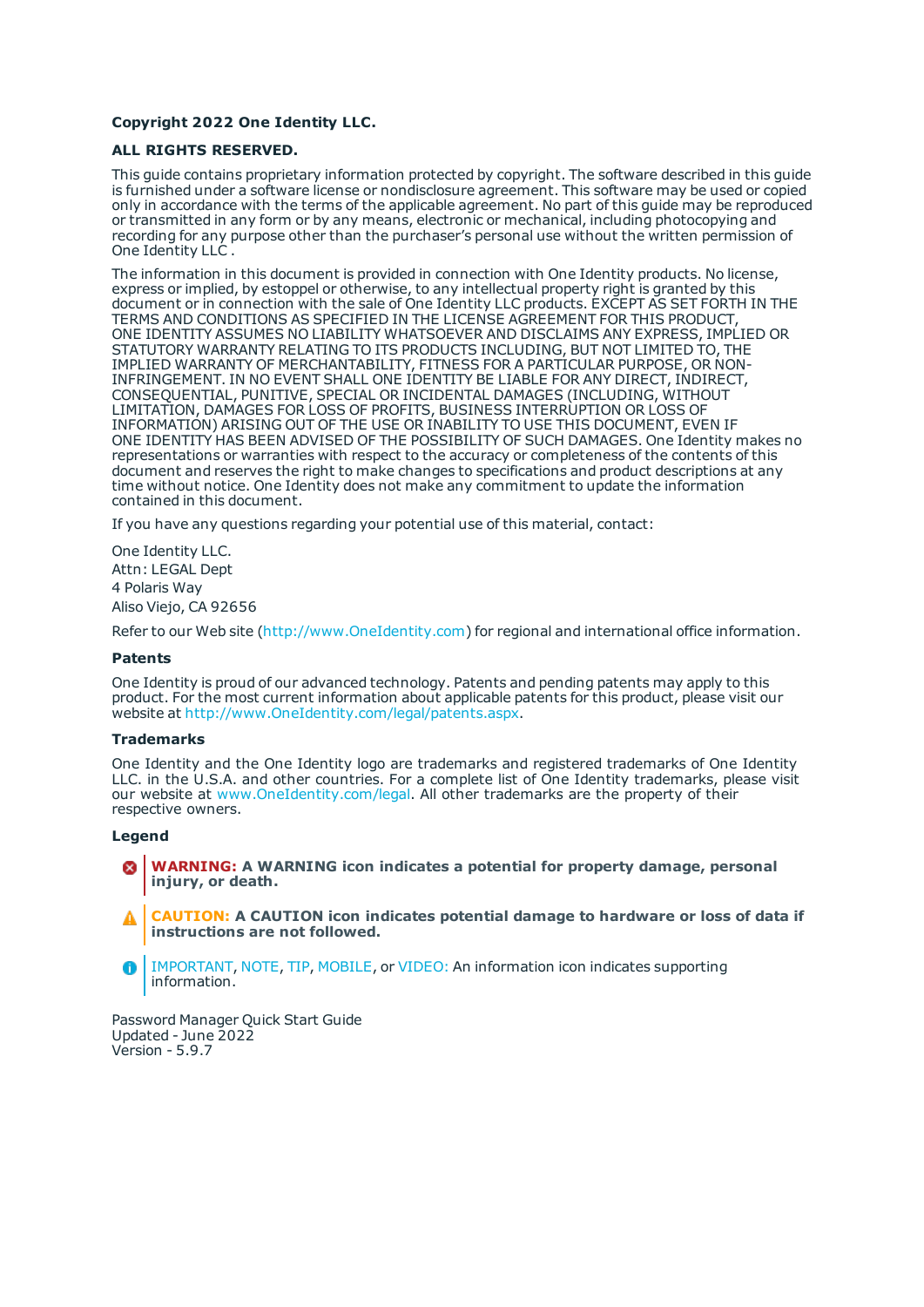**Copyright 2022 One Identity LLC.**

**ALL RIGHTS RESERVED.**

This guide contains proprietary information protected by copyright. The software described in this guide is furnished under a software license or nondisclosure agreement. This software may be used or copied only in accordance with the terms of the applicable agreement. No part of this guide may be reproduced or transmitted in any form or by any means, electronic or mechanical, including photocopying and recording for any purpose other than the purchaser’s personal use without the written permission of One Identity LLC .

The information in this document is provided in connection with One Identity products. No license, express or implied, by estoppel or otherwise, to any intellectual property right is granted by this document or in connection with the sale of One Identity LLC products. EXCEPT AS SET FORTH IN THE TERMS AND CONDITIONS AS SPECIFIED IN THE LICENSE AGREEMENT FOR THIS PRODUCT, ONE IDENTITY ASSUMES NO LIABILITY WHATSOEVER AND DISCLAIMS ANY EXPRESS, IMPLIED OR STATUTORY WARRANTY RELATING TO ITS PRODUCTS INCLUDING, BUT NOT LIMITED TO, THE IMPLIED WARRANTY OF MERCHANTABILITY, FITNESS FOR A PARTICULAR PURPOSE, OR NON-INFRINGEMENT. IN NO EVENT SHALL ONE IDENTITY BE LIABLE FOR ANY DIRECT, INDIRECT, CONSEQUENTIAL, PUNITIVE, SPECIAL OR INCIDENTAL DAMAGES (INCLUDING, WITHOUT LIMITATION, DAMAGES FOR LOSS OF PROFITS, BUSINESS INTERRUPTION OR LOSS OF INFORMATION) ARISING OUT OF THE USE OR INABILITY TO USE THIS DOCUMENT, EVEN IF ONE IDENTITY HAS BEEN ADVISED OF THE POSSIBILITY OF SUCH DAMAGES. One Identity makes no representations or warranties with respect to the accuracy or completeness of the contents of this document and reserves the right to make changes to specifications and product descriptions at any time without notice. One Identity does not make any commitment to update the information contained in this document.

If you have any questions regarding your potential use of this material, contact:

One Identity LLC.  
Attn: LEGAL Dept  
4 Polaris Way  
Aliso Viejo, CA 92656

Refer to our Web site (http://www.OneIdentity.com) for regional and international office information.

**Patents**

One Identity is proud of our advanced technology. Patents and pending patents may apply to this product. For the most current information about applicable patents for this product, please visit our website at http://www.OneIdentity.com/legal/patents.aspx.

**Trademarks**

One Identity and the One Identity logo are trademarks and registered trademarks of One Identity LLC. in the U.S.A. and other countries. For a complete list of One Identity trademarks, please visit our website at www.OneIdentity.com/legal. All other trademarks are the property of their respective owners.

**Legend**

**WARNING: A WARNING icon indicates a potential for property damage, personal injury, or death.**

**CAUTION: A CAUTION icon indicates potential damage to hardware or loss of data if instructions are not followed.**

IMPORTANT, NOTE, TIP, MOBILE, or VIDEO: An information icon indicates supporting information.

Password Manager Quick Start Guide  
Updated - June 2022  
Version - 5.9.7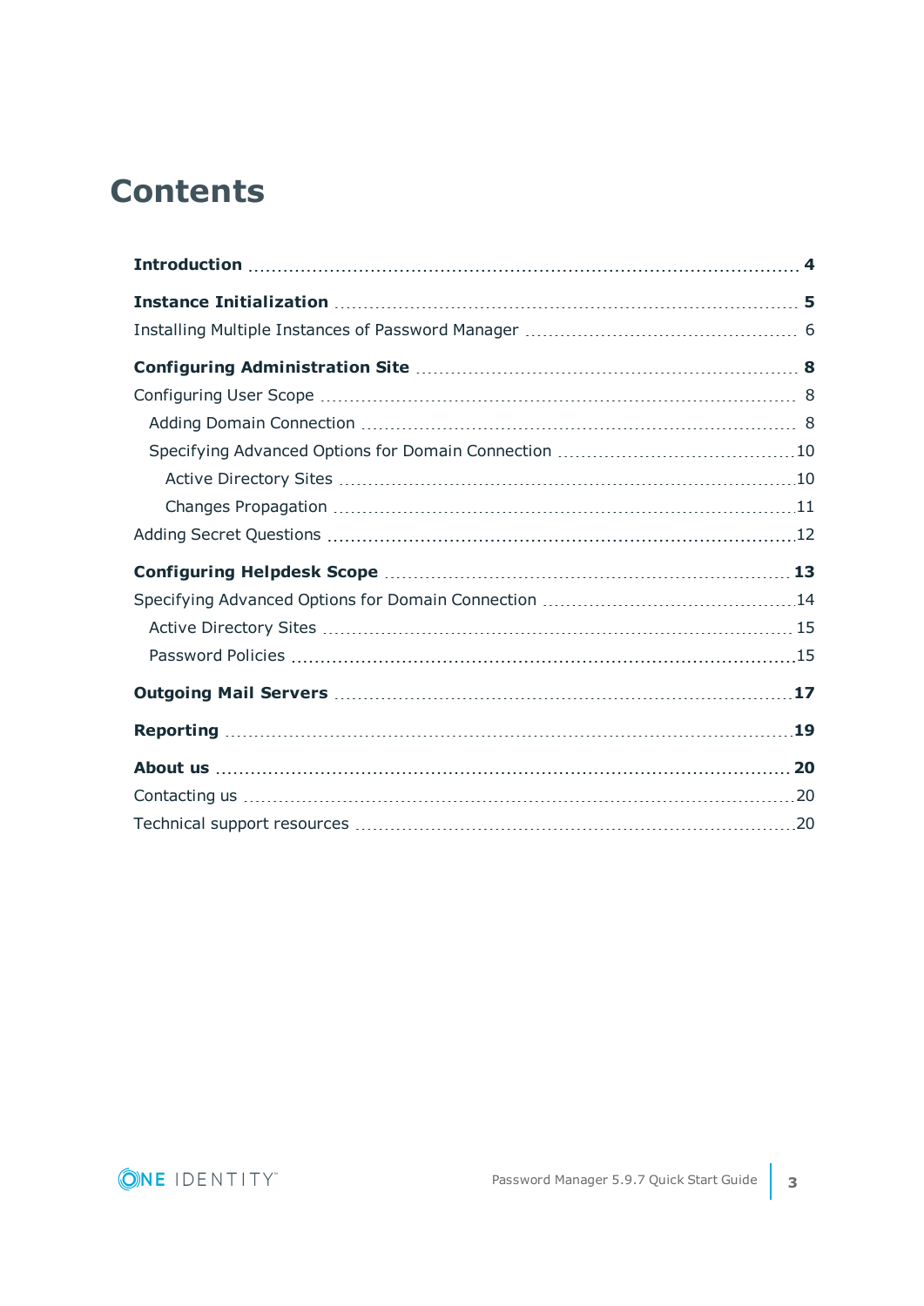# Contents

**Introduction** ..... **4**

**Instance Initialization** ..... **5**

Installing Multiple Instances of Password Manager ..... 6

**Configuring Administration Site** ..... **8**

Configuring User Scope ..... 8

- Adding Domain Connection ..... 8
- Specifying Advanced Options for Domain Connection ..... 10
  - Active Directory Sites ..... 10
  - Changes Propagation ..... 11

Adding Secret Questions ..... 12

**Configuring Helpdesk Scope** ..... **13**

Specifying Advanced Options for Domain Connection ..... 14

- Active Directory Sites ..... 15
- Password Policies ..... 15

**Outgoing Mail Servers** ..... **17**

**Reporting** ..... **19**

**About us** ..... **20**

Contacting us ..... 20

Technical support resources ..... 20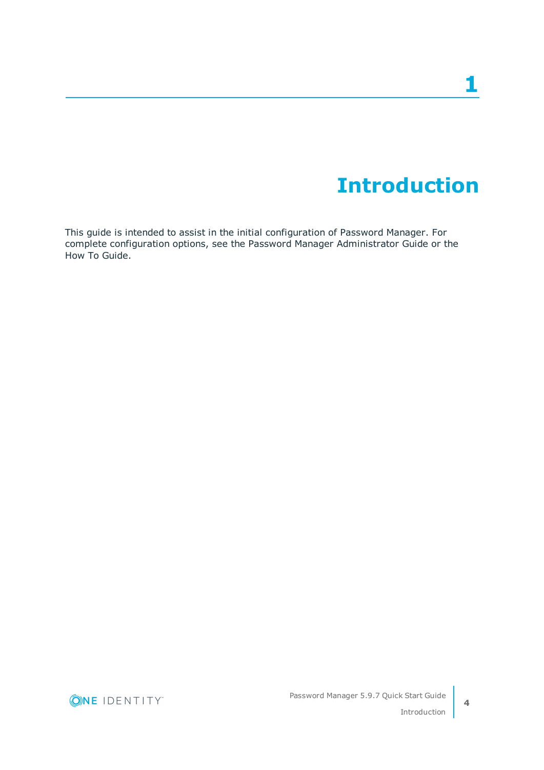# 1

# Introduction

This guide is intended to assist in the initial configuration of Password Manager. For complete configuration options, see the Password Manager Administrator Guide or the How To Guide.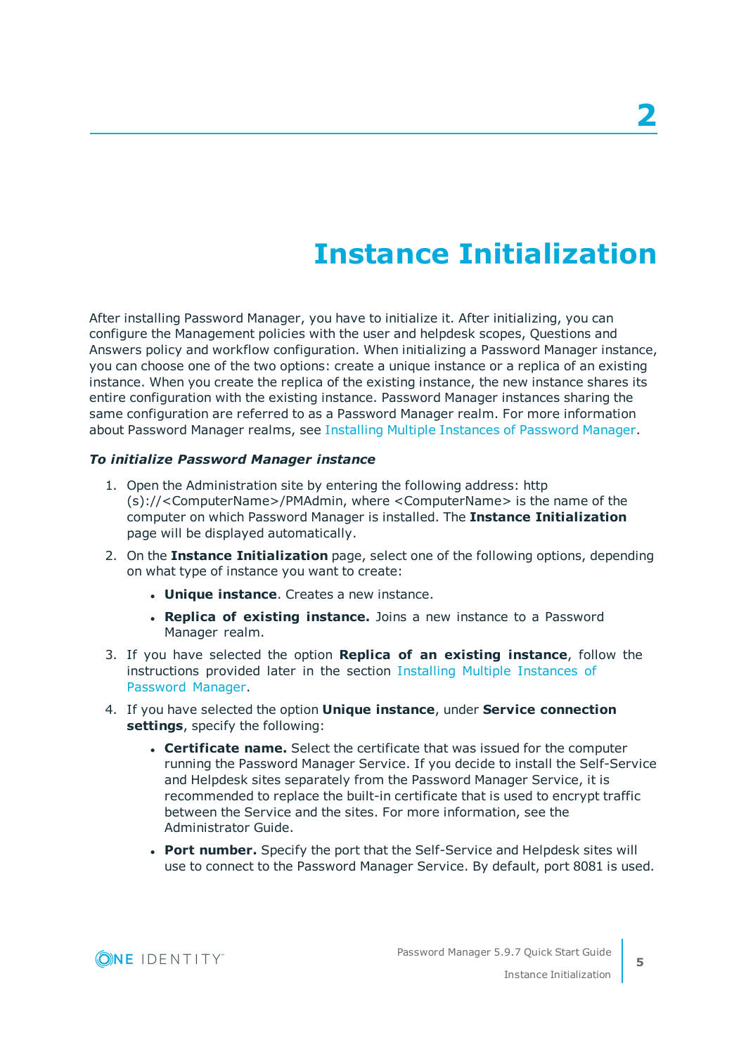# 2 Instance Initialization

After installing Password Manager, you have to initialize it. After initializing, you can configure the Management policies with the user and helpdesk scopes, Questions and Answers policy and workflow configuration. When initializing a Password Manager instance, you can choose one of the two options: create a unique instance or a replica of an existing instance. When you create the replica of the existing instance, the new instance shares its entire configuration with the existing instance. Password Manager instances sharing the same configuration are referred to as a Password Manager realm. For more information about Password Manager realms, see Installing Multiple Instances of Password Manager.

***To initialize Password Manager instance***

1. Open the Administration site by entering the following address: http(s)://<ComputerName>/PMAdmin, where <ComputerName> is the name of the computer on which Password Manager is installed. The **Instance Initialization** page will be displayed automatically.
2. On the **Instance Initialization** page, select one of the following options, depending on what type of instance you want to create:
   - **Unique instance**. Creates a new instance.
   - **Replica of existing instance.** Joins a new instance to a Password Manager realm.
3. If you have selected the option **Replica of an existing instance**, follow the instructions provided later in the section Installing Multiple Instances of Password Manager.
4. If you have selected the option **Unique instance**, under **Service connection settings**, specify the following:
   - **Certificate name.** Select the certificate that was issued for the computer running the Password Manager Service. If you decide to install the Self-Service and Helpdesk sites separately from the Password Manager Service, it is recommended to replace the built-in certificate that is used to encrypt traffic between the Service and the sites. For more information, see the Administrator Guide.
   - **Port number.** Specify the port that the Self-Service and Helpdesk sites will use to connect to the Password Manager Service. By default, port 8081 is used.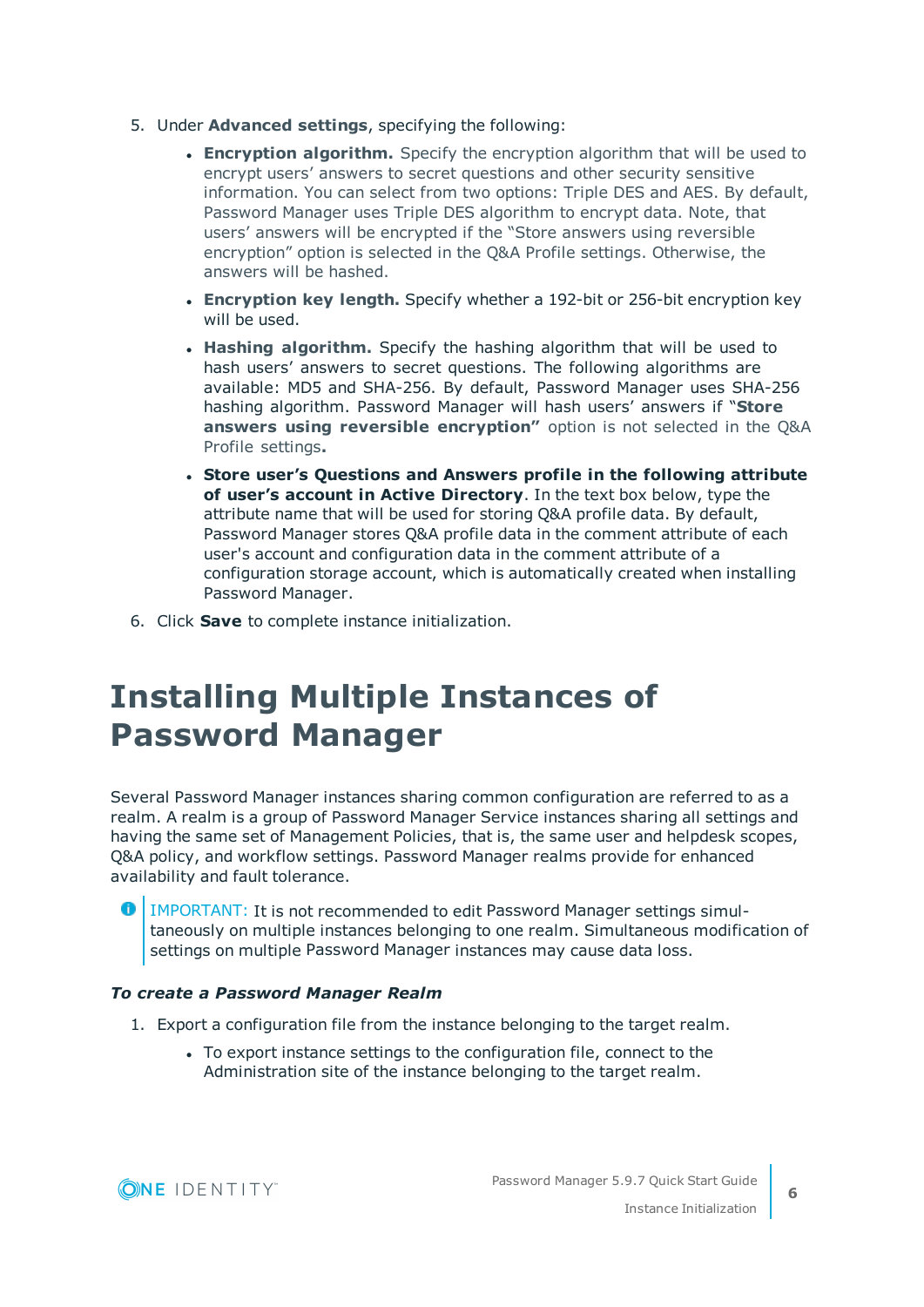5. Under **Advanced settings**, specifying the following:

   - **Encryption algorithm.** Specify the encryption algorithm that will be used to encrypt users' answers to secret questions and other security sensitive information. You can select from two options: Triple DES and AES. By default, Password Manager uses Triple DES algorithm to encrypt data. Note, that users' answers will be encrypted if the "Store answers using reversible encryption" option is selected in the Q&A Profile settings. Otherwise, the answers will be hashed.
   - **Encryption key length.** Specify whether a 192-bit or 256-bit encryption key will be used.
   - **Hashing algorithm.** Specify the hashing algorithm that will be used to hash users' answers to secret questions. The following algorithms are available: MD5 and SHA-256. By default, Password Manager uses SHA-256 hashing algorithm. Password Manager will hash users' answers if **"Store answers using reversible encryption"** option is not selected in the Q&A Profile settings**.**
   - **Store user's Questions and Answers profile in the following attribute of user's account in Active Directory**. In the text box below, type the attribute name that will be used for storing Q&A profile data. By default, Password Manager stores Q&A profile data in the comment attribute of each user's account and configuration data in the comment attribute of a configuration storage account, which is automatically created when installing Password Manager.

6. Click **Save** to complete instance initialization.

# Installing Multiple Instances of Password Manager

Several Password Manager instances sharing common configuration are referred to as a realm. A realm is a group of Password Manager Service instances sharing all settings and having the same set of Management Policies, that is, the same user and helpdesk scopes, Q&A policy, and workflow settings. Password Manager realms provide for enhanced availability and fault tolerance.

IMPORTANT: It is not recommended to edit Password Manager settings simultaneously on multiple instances belonging to one realm. Simultaneous modification of settings on multiple Password Manager instances may cause data loss.

***To create a Password Manager Realm***

1. Export a configuration file from the instance belonging to the target realm.
   - To export instance settings to the configuration file, connect to the Administration site of the instance belonging to the target realm.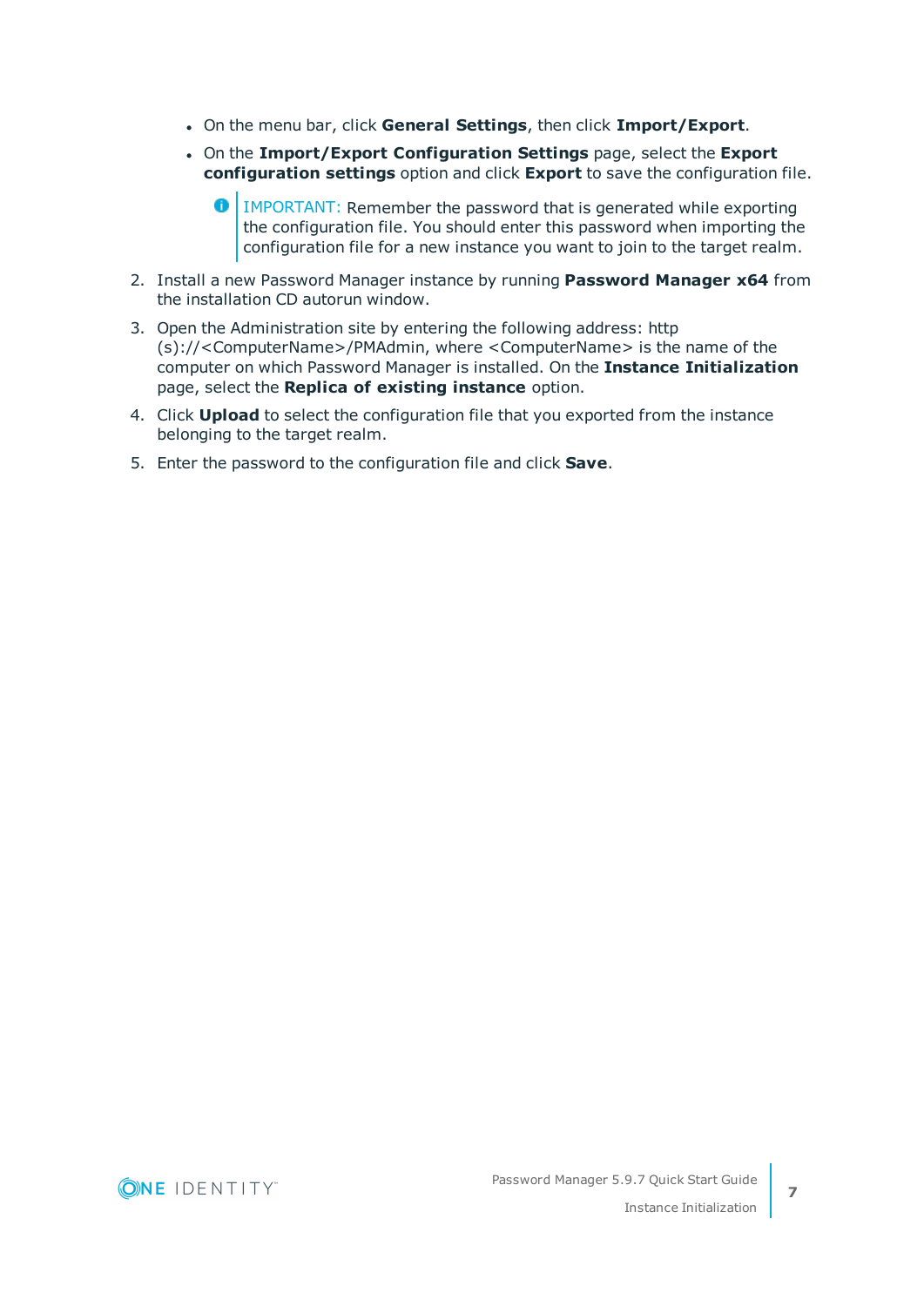- On the menu bar, click **General Settings**, then click **Import/Export**.
- On the **Import/Export Configuration Settings** page, select the **Export configuration settings** option and click **Export** to save the configuration file.

  > IMPORTANT: Remember the password that is generated while exporting the configuration file. You should enter this password when importing the configuration file for a new instance you want to join to the target realm.

2. Install a new Password Manager instance by running **Password Manager x64** from the installation CD autorun window.
3. Open the Administration site by entering the following address: http(s)://<ComputerName>/PMAdmin, where <ComputerName> is the name of the computer on which Password Manager is installed. On the **Instance Initialization** page, select the **Replica of existing instance** option.
4. Click **Upload** to select the configuration file that you exported from the instance belonging to the target realm.
5. Enter the password to the configuration file and click **Save**.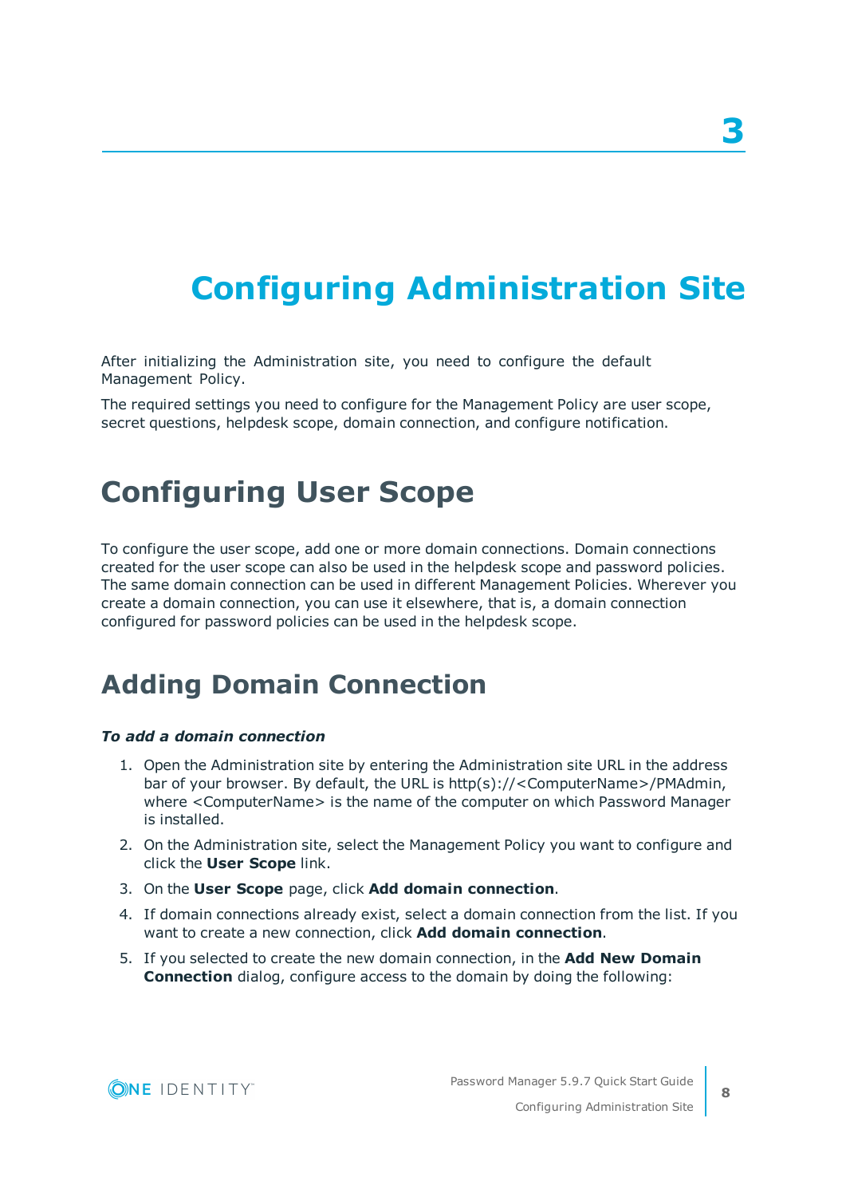# 3 Configuring Administration Site

After initializing the Administration site, you need to configure the default Management Policy.

The required settings you need to configure for the Management Policy are user scope, secret questions, helpdesk scope, domain connection, and configure notification.

## Configuring User Scope

To configure the user scope, add one or more domain connections. Domain connections created for the user scope can also be used in the helpdesk scope and password policies. The same domain connection can be used in different Management Policies. Wherever you create a domain connection, you can use it elsewhere, that is, a domain connection configured for password policies can be used in the helpdesk scope.

## Adding Domain Connection

***To add a domain connection***

1. Open the Administration site by entering the Administration site URL in the address bar of your browser. By default, the URL is http(s)://<ComputerName>/PMAdmin, where <ComputerName> is the name of the computer on which Password Manager is installed.
2. On the Administration site, select the Management Policy you want to configure and click the **User Scope** link.
3. On the **User Scope** page, click **Add domain connection**.
4. If domain connections already exist, select a domain connection from the list. If you want to create a new connection, click **Add domain connection**.
5. If you selected to create the new domain connection, in the **Add New Domain Connection** dialog, configure access to the domain by doing the following: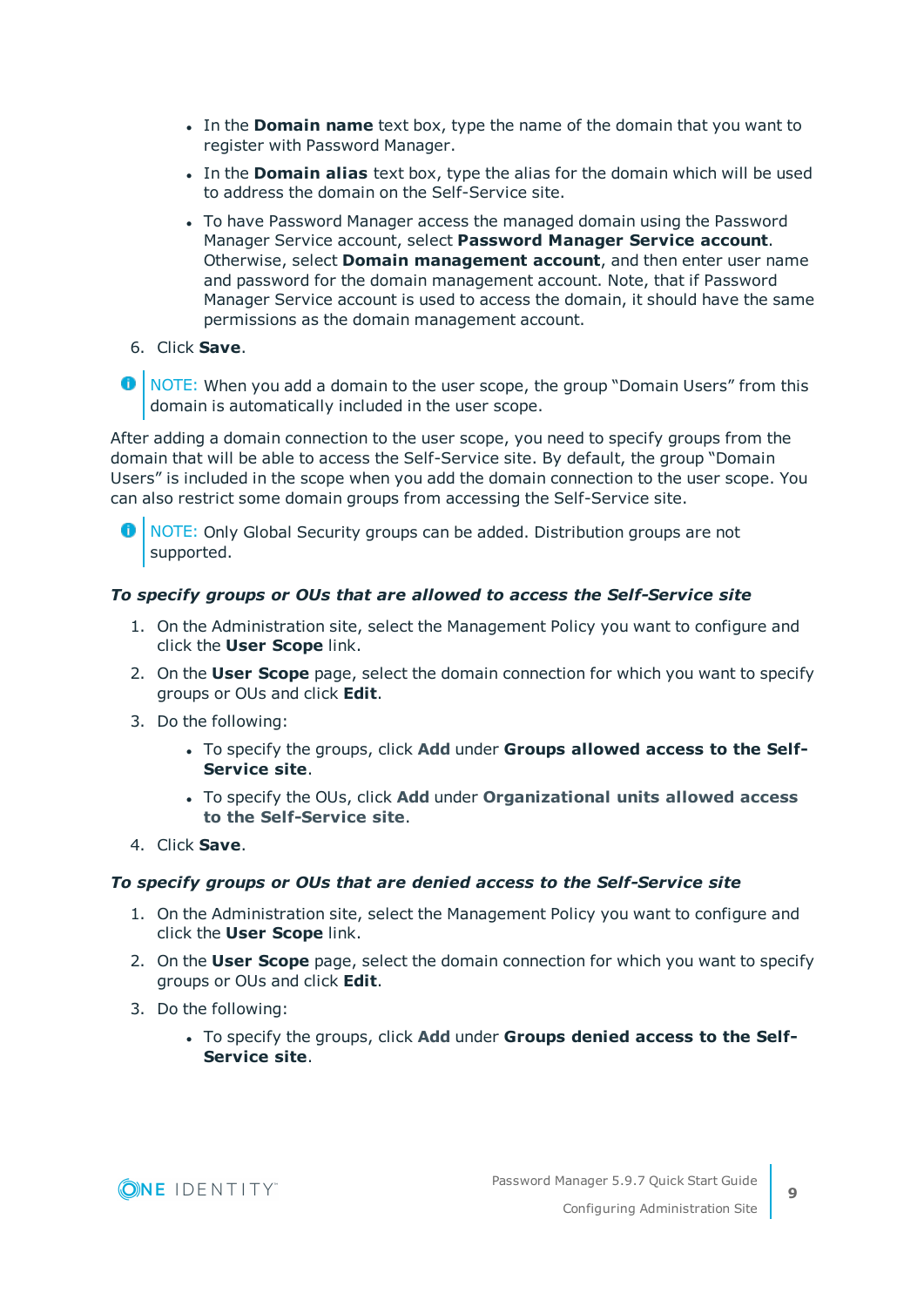- In the **Domain name** text box, type the name of the domain that you want to register with Password Manager.
- In the **Domain alias** text box, type the alias for the domain which will be used to address the domain on the Self-Service site.
- To have Password Manager access the managed domain using the Password Manager Service account, select **Password Manager Service account**. Otherwise, select **Domain management account**, and then enter user name and password for the domain management account. Note, that if Password Manager Service account is used to access the domain, it should have the same permissions as the domain management account.

6. Click **Save**.

NOTE: When you add a domain to the user scope, the group "Domain Users" from this domain is automatically included in the user scope.

After adding a domain connection to the user scope, you need to specify groups from the domain that will be able to access the Self-Service site. By default, the group "Domain Users" is included in the scope when you add the domain connection to the user scope. You can also restrict some domain groups from accessing the Self-Service site.

NOTE: Only Global Security groups can be added. Distribution groups are not supported.

***To specify groups or OUs that are allowed to access the Self-Service site***

1. On the Administration site, select the Management Policy you want to configure and click the **User Scope** link.
2. On the **User Scope** page, select the domain connection for which you want to specify groups or OUs and click **Edit**.
3. Do the following:
   - To specify the groups, click **Add** under **Groups allowed access to the Self-Service site**.
   - To specify the OUs, click **Add** under **Organizational units allowed access to the Self-Service site**.
4. Click **Save**.

***To specify groups or OUs that are denied access to the Self-Service site***

1. On the Administration site, select the Management Policy you want to configure and click the **User Scope** link.
2. On the **User Scope** page, select the domain connection for which you want to specify groups or OUs and click **Edit**.
3. Do the following:
   - To specify the groups, click **Add** under **Groups denied access to the Self-Service site**.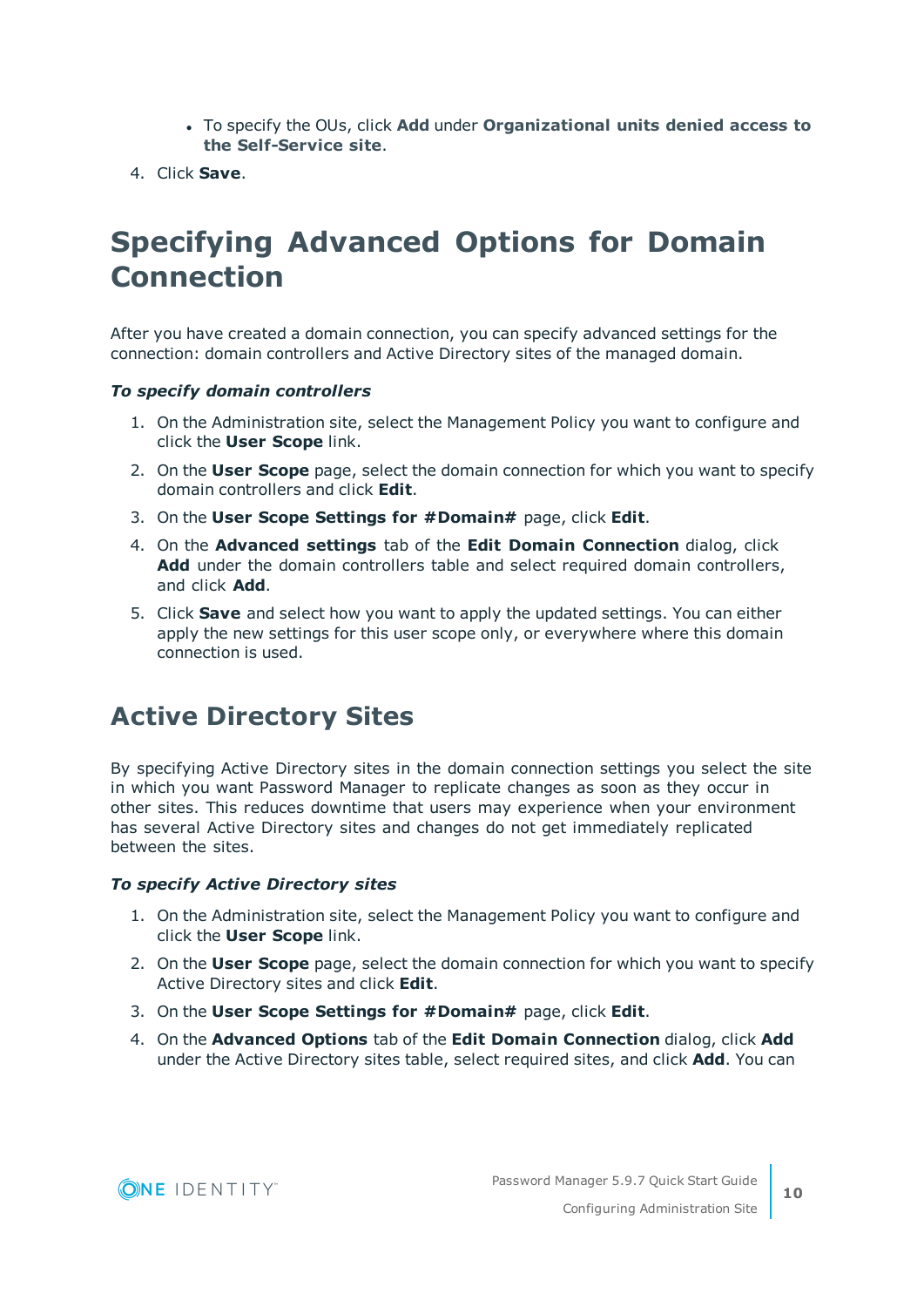- To specify the OUs, click **Add** under **Organizational units denied access to the Self-Service site**.

4. Click **Save**.

# Specifying Advanced Options for Domain Connection

After you have created a domain connection, you can specify advanced settings for the connection: domain controllers and Active Directory sites of the managed domain.

***To specify domain controllers***

1. On the Administration site, select the Management Policy you want to configure and click the **User Scope** link.
2. On the **User Scope** page, select the domain connection for which you want to specify domain controllers and click **Edit**.
3. On the **User Scope Settings for #Domain#** page, click **Edit**.
4. On the **Advanced settings** tab of the **Edit Domain Connection** dialog, click **Add** under the domain controllers table and select required domain controllers, and click **Add**.
5. Click **Save** and select how you want to apply the updated settings. You can either apply the new settings for this user scope only, or everywhere where this domain connection is used.

## Active Directory Sites

By specifying Active Directory sites in the domain connection settings you select the site in which you want Password Manager to replicate changes as soon as they occur in other sites. This reduces downtime that users may experience when your environment has several Active Directory sites and changes do not get immediately replicated between the sites.

***To specify Active Directory sites***

1. On the Administration site, select the Management Policy you want to configure and click the **User Scope** link.
2. On the **User Scope** page, select the domain connection for which you want to specify Active Directory sites and click **Edit**.
3. On the **User Scope Settings for #Domain#** page, click **Edit**.
4. On the **Advanced Options** tab of the **Edit Domain Connection** dialog, click **Add** under the Active Directory sites table, select required sites, and click **Add**. You can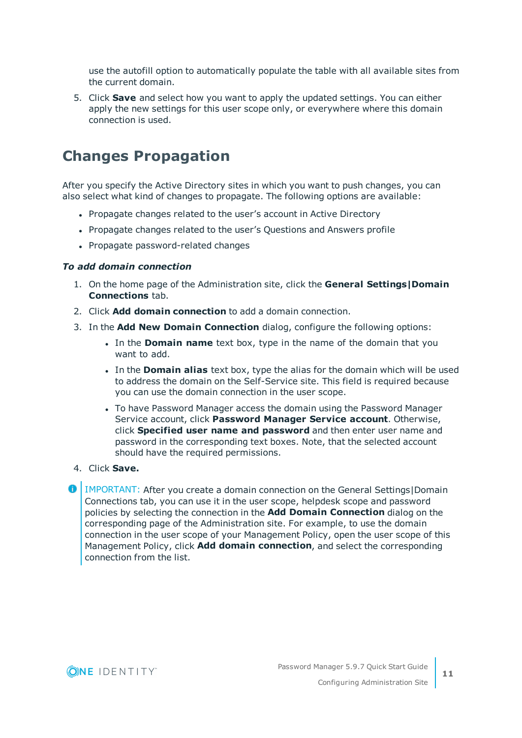use the autofill option to automatically populate the table with all available sites from the current domain.

5. Click **Save** and select how you want to apply the updated settings. You can either apply the new settings for this user scope only, or everywhere where this domain connection is used.

## Changes Propagation

After you specify the Active Directory sites in which you want to push changes, you can also select what kind of changes to propagate. The following options are available:

- Propagate changes related to the user's account in Active Directory
- Propagate changes related to the user's Questions and Answers profile
- Propagate password-related changes

***To add domain connection***

1. On the home page of the Administration site, click the **General Settings|Domain Connections** tab.
2. Click **Add domain connection** to add a domain connection.
3. In the **Add New Domain Connection** dialog, configure the following options:
   - In the **Domain name** text box, type in the name of the domain that you want to add.
   - In the **Domain alias** text box, type the alias for the domain which will be used to address the domain on the Self-Service site. This field is required because you can use the domain connection in the user scope.
   - To have Password Manager access the domain using the Password Manager Service account, click **Password Manager Service account**. Otherwise, click **Specified user name and password** and then enter user name and password in the corresponding text boxes. Note, that the selected account should have the required permissions.
4. Click **Save.**

IMPORTANT: After you create a domain connection on the General Settings|Domain Connections tab, you can use it in the user scope, helpdesk scope and password policies by selecting the connection in the **Add Domain Connection** dialog on the corresponding page of the Administration site. For example, to use the domain connection in the user scope of your Management Policy, open the user scope of this Management Policy, click **Add domain connection**, and select the corresponding connection from the list.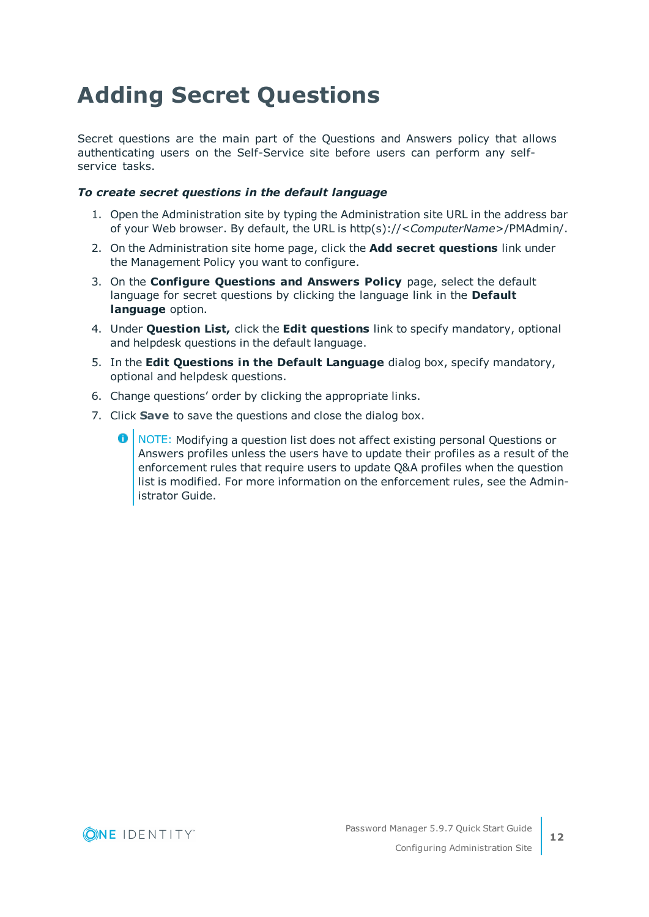# Adding Secret Questions

Secret questions are the main part of the Questions and Answers policy that allows authenticating users on the Self-Service site before users can perform any self-service tasks.

***To create secret questions in the default language***

1. Open the Administration site by typing the Administration site URL in the address bar of your Web browser. By default, the URL is http(s)://<*ComputerName*>/PMAdmin/.
2. On the Administration site home page, click the **Add secret questions** link under the Management Policy you want to configure.
3. On the **Configure Questions and Answers Policy** page, select the default language for secret questions by clicking the language link in the **Default language** option.
4. Under **Question List,** click the **Edit questions** link to specify mandatory, optional and helpdesk questions in the default language.
5. In the **Edit Questions in the Default Language** dialog box, specify mandatory, optional and helpdesk questions.
6. Change questions' order by clicking the appropriate links.
7. Click **Save** to save the questions and close the dialog box.

> NOTE: Modifying a question list does not affect existing personal Questions or Answers profiles unless the users have to update their profiles as a result of the enforcement rules that require users to update Q&A profiles when the question list is modified. For more information on the enforcement rules, see the Administrator Guide.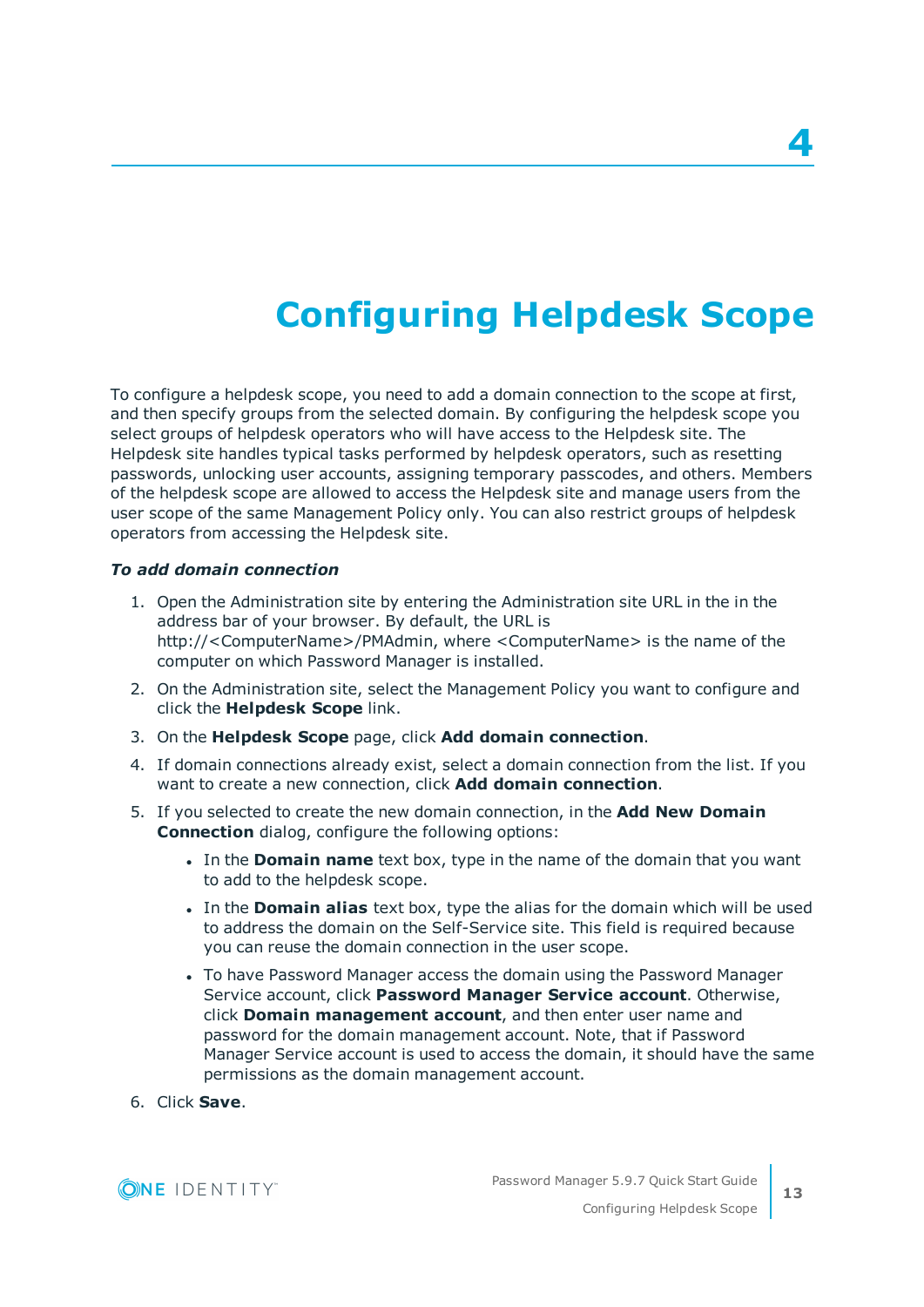# 4

# Configuring Helpdesk Scope

To configure a helpdesk scope, you need to add a domain connection to the scope at first, and then specify groups from the selected domain. By configuring the helpdesk scope you select groups of helpdesk operators who will have access to the Helpdesk site. The Helpdesk site handles typical tasks performed by helpdesk operators, such as resetting passwords, unlocking user accounts, assigning temporary passcodes, and others. Members of the helpdesk scope are allowed to access the Helpdesk site and manage users from the user scope of the same Management Policy only. You can also restrict groups of helpdesk operators from accessing the Helpdesk site.

***To add domain connection***

1. Open the Administration site by entering the Administration site URL in the in the address bar of your browser. By default, the URL is http://<ComputerName>/PMAdmin, where <ComputerName> is the name of the computer on which Password Manager is installed.
2. On the Administration site, select the Management Policy you want to configure and click the **Helpdesk Scope** link.
3. On the **Helpdesk Scope** page, click **Add domain connection**.
4. If domain connections already exist, select a domain connection from the list. If you want to create a new connection, click **Add domain connection**.
5. If you selected to create the new domain connection, in the **Add New Domain Connection** dialog, configure the following options:
    - In the **Domain name** text box, type in the name of the domain that you want to add to the helpdesk scope.
    - In the **Domain alias** text box, type the alias for the domain which will be used to address the domain on the Self-Service site. This field is required because you can reuse the domain connection in the user scope.
    - To have Password Manager access the domain using the Password Manager Service account, click **Password Manager Service account**. Otherwise, click **Domain management account**, and then enter user name and password for the domain management account. Note, that if Password Manager Service account is used to access the domain, it should have the same permissions as the domain management account.
6. Click **Save**.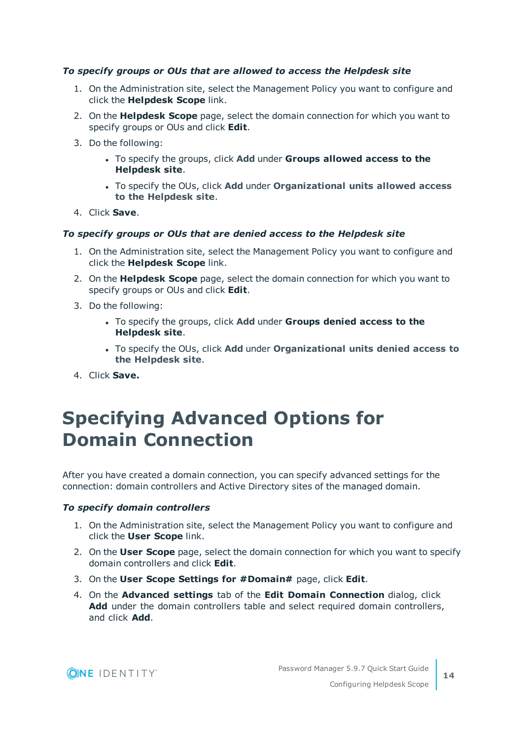***To specify groups or OUs that are allowed to access the Helpdesk site***

1. On the Administration site, select the Management Policy you want to configure and click the **Helpdesk Scope** link.
2. On the **Helpdesk Scope** page, select the domain connection for which you want to specify groups or OUs and click **Edit**.
3. Do the following:
   - To specify the groups, click **Add** under **Groups allowed access to the Helpdesk site**.
   - To specify the OUs, click **Add** under **Organizational units allowed access to the Helpdesk site**.
4. Click **Save**.

***To specify groups or OUs that are denied access to the Helpdesk site***

1. On the Administration site, select the Management Policy you want to configure and click the **Helpdesk Scope** link.
2. On the **Helpdesk Scope** page, select the domain connection for which you want to specify groups or OUs and click **Edit**.
3. Do the following:
   - To specify the groups, click **Add** under **Groups denied access to the Helpdesk site**.
   - To specify the OUs, click **Add** under **Organizational units denied access to the Helpdesk site**.
4. Click **Save.**

# Specifying Advanced Options for Domain Connection

After you have created a domain connection, you can specify advanced settings for the connection: domain controllers and Active Directory sites of the managed domain.

***To specify domain controllers***

1. On the Administration site, select the Management Policy you want to configure and click the **User Scope** link.
2. On the **User Scope** page, select the domain connection for which you want to specify domain controllers and click **Edit**.
3. On the **User Scope Settings for #Domain#** page, click **Edit**.
4. On the **Advanced settings** tab of the **Edit Domain Connection** dialog, click **Add** under the domain controllers table and select required domain controllers, and click **Add**.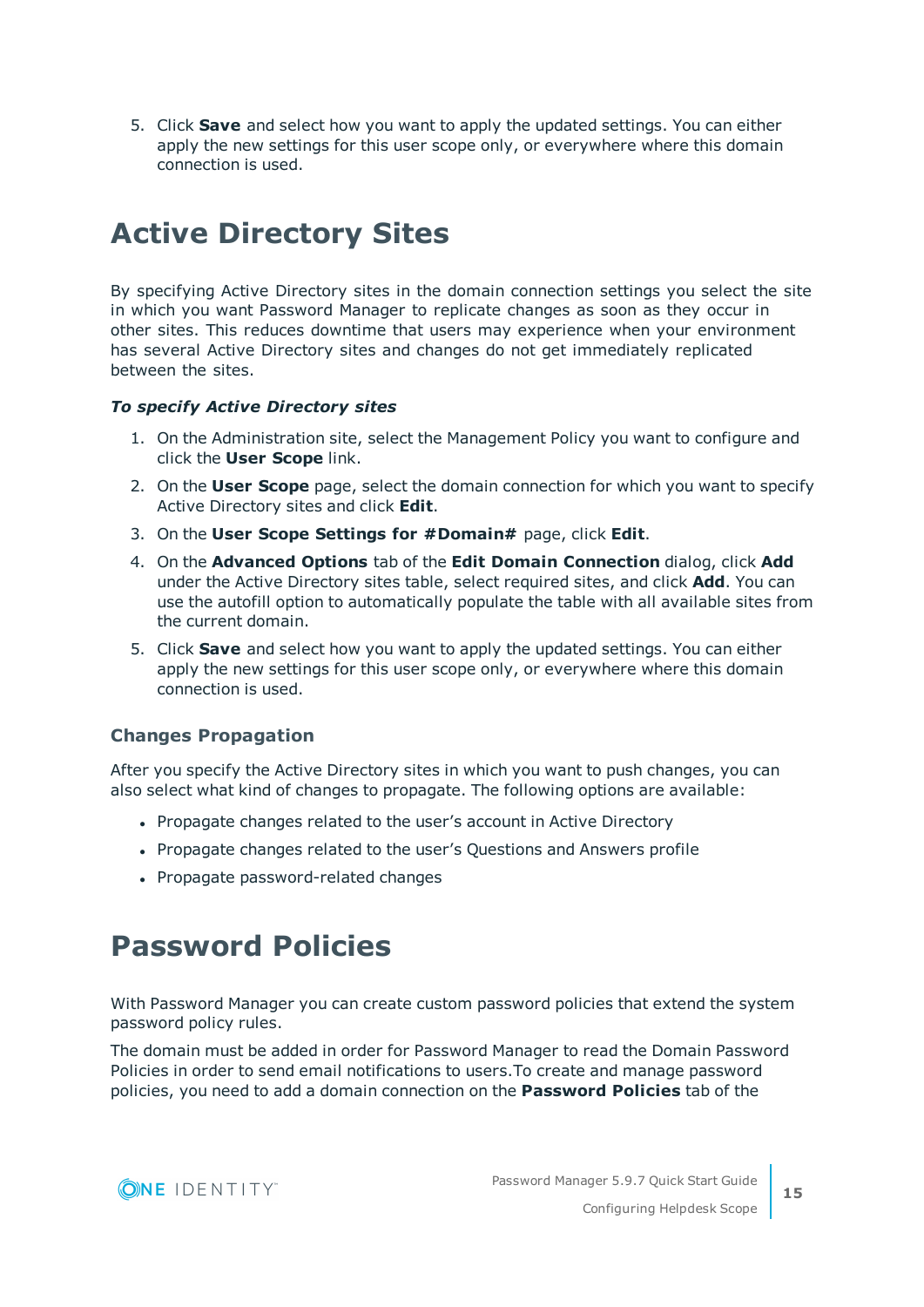5. Click **Save** and select how you want to apply the updated settings. You can either apply the new settings for this user scope only, or everywhere where this domain connection is used.

# Active Directory Sites

By specifying Active Directory sites in the domain connection settings you select the site in which you want Password Manager to replicate changes as soon as they occur in other sites. This reduces downtime that users may experience when your environment has several Active Directory sites and changes do not get immediately replicated between the sites.

***To specify Active Directory sites***

1. On the Administration site, select the Management Policy you want to configure and click the **User Scope** link.
2. On the **User Scope** page, select the domain connection for which you want to specify Active Directory sites and click **Edit**.
3. On the **User Scope Settings for #Domain#** page, click **Edit**.
4. On the **Advanced Options** tab of the **Edit Domain Connection** dialog, click **Add** under the Active Directory sites table, select required sites, and click **Add**. You can use the autofill option to automatically populate the table with all available sites from the current domain.
5. Click **Save** and select how you want to apply the updated settings. You can either apply the new settings for this user scope only, or everywhere where this domain connection is used.

### Changes Propagation

After you specify the Active Directory sites in which you want to push changes, you can also select what kind of changes to propagate. The following options are available:

- Propagate changes related to the user's account in Active Directory
- Propagate changes related to the user's Questions and Answers profile
- Propagate password-related changes

# Password Policies

With Password Manager you can create custom password policies that extend the system password policy rules.

The domain must be added in order for Password Manager to read the Domain Password Policies in order to send email notifications to users.To create and manage password policies, you need to add a domain connection on the **Password Policies** tab of the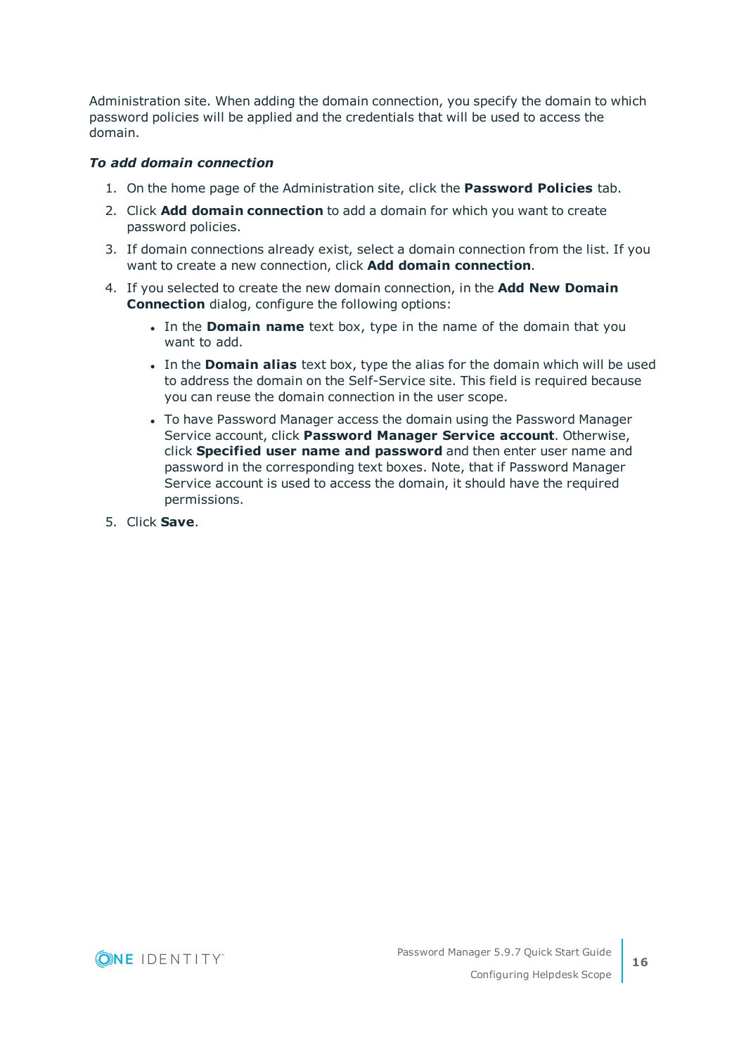Administration site. When adding the domain connection, you specify the domain to which password policies will be applied and the credentials that will be used to access the domain.

***To add domain connection***

1. On the home page of the Administration site, click the **Password Policies** tab.
2. Click **Add domain connection** to add a domain for which you want to create password policies.
3. If domain connections already exist, select a domain connection from the list. If you want to create a new connection, click **Add domain connection**.
4. If you selected to create the new domain connection, in the **Add New Domain Connection** dialog, configure the following options:
   - In the **Domain name** text box, type in the name of the domain that you want to add.
   - In the **Domain alias** text box, type the alias for the domain which will be used to address the domain on the Self-Service site. This field is required because you can reuse the domain connection in the user scope.
   - To have Password Manager access the domain using the Password Manager Service account, click **Password Manager Service account**. Otherwise, click **Specified user name and password** and then enter user name and password in the corresponding text boxes. Note, that if Password Manager Service account is used to access the domain, it should have the required permissions.
5. Click **Save**.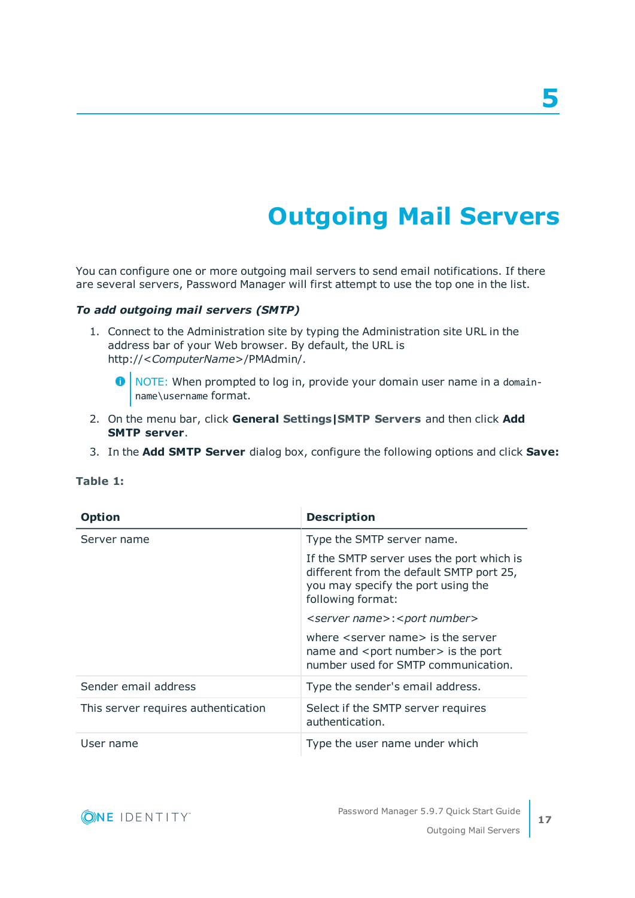# 5 Outgoing Mail Servers

You can configure one or more outgoing mail servers to send email notifications. If there are several servers, Password Manager will first attempt to use the top one in the list.

***To add outgoing mail servers (SMTP)***

1. Connect to the Administration site by typing the Administration site URL in the address bar of your Web browser. By default, the URL is http://<*ComputerName*>/PMAdmin/.

   NOTE: When prompted to log in, provide your domain user name in a `domain-name\username` format.

2. On the menu bar, click **General Settings|SMTP Servers** and then click **Add SMTP server**.
3. In the **Add SMTP Server** dialog box, configure the following options and click **Save:**

**Table 1:**

| Option | Description |
|---|---|
| Server name | Type the SMTP server name.<br><br>If the SMTP server uses the port which is different from the default SMTP port 25, you may specify the port using the following format:<br><br>*<server name>*:*<port number>*<br><br>where <server name> is the server name and <port number> is the port number used for SMTP communication. |
| Sender email address | Type the sender's email address. |
| This server requires authentication | Select if the SMTP server requires authentication. |
| User name | Type the user name under which |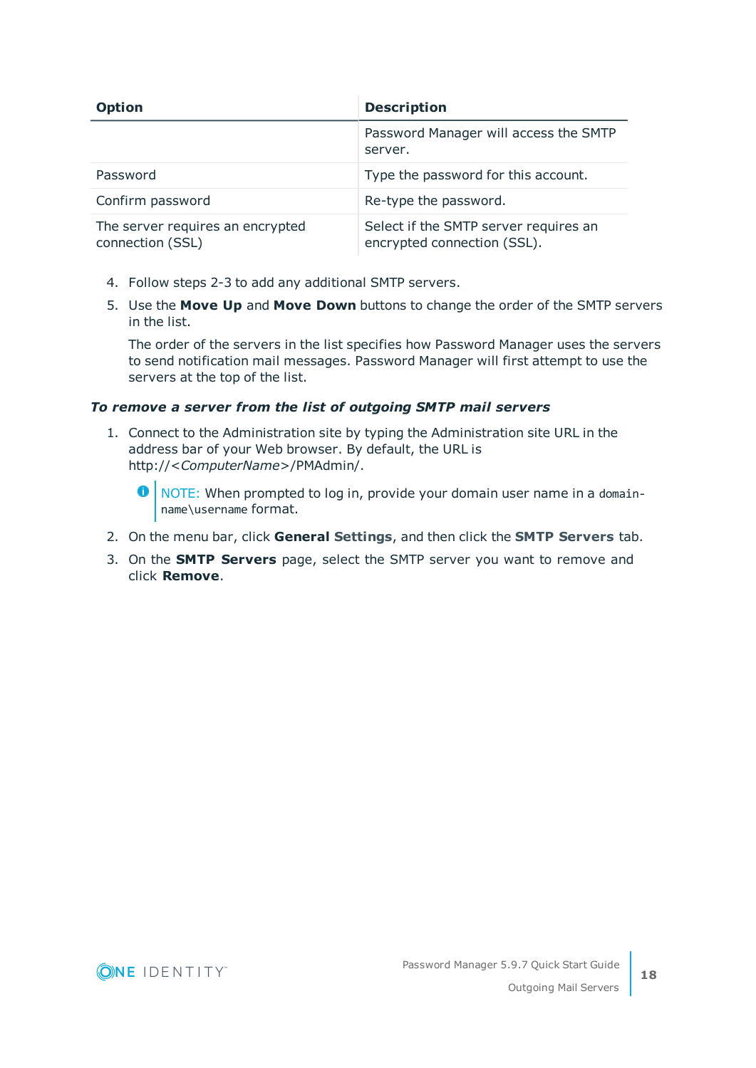| Option | Description |
|---|---|
| | Password Manager will access the SMTP server. |
| Password | Type the password for this account. |
| Confirm password | Re-type the password. |
| The server requires an encrypted connection (SSL) | Select if the SMTP server requires an encrypted connection (SSL). |

4. Follow steps 2-3 to add any additional SMTP servers.
5. Use the **Move Up** and **Move Down** buttons to change the order of the SMTP servers in the list.

   The order of the servers in the list specifies how Password Manager uses the servers to send notification mail messages. Password Manager will first attempt to use the servers at the top of the list.

***To remove a server from the list of outgoing SMTP mail servers***

1. Connect to the Administration site by typing the Administration site URL in the address bar of your Web browser. By default, the URL is http://<*ComputerName*>/PMAdmin/.

   > NOTE: When prompted to log in, provide your domain user name in a `domain-name\username` format.

2. On the menu bar, click **General Settings**, and then click the **SMTP Servers** tab.
3. On the **SMTP Servers** page, select the SMTP server you want to remove and click **Remove**.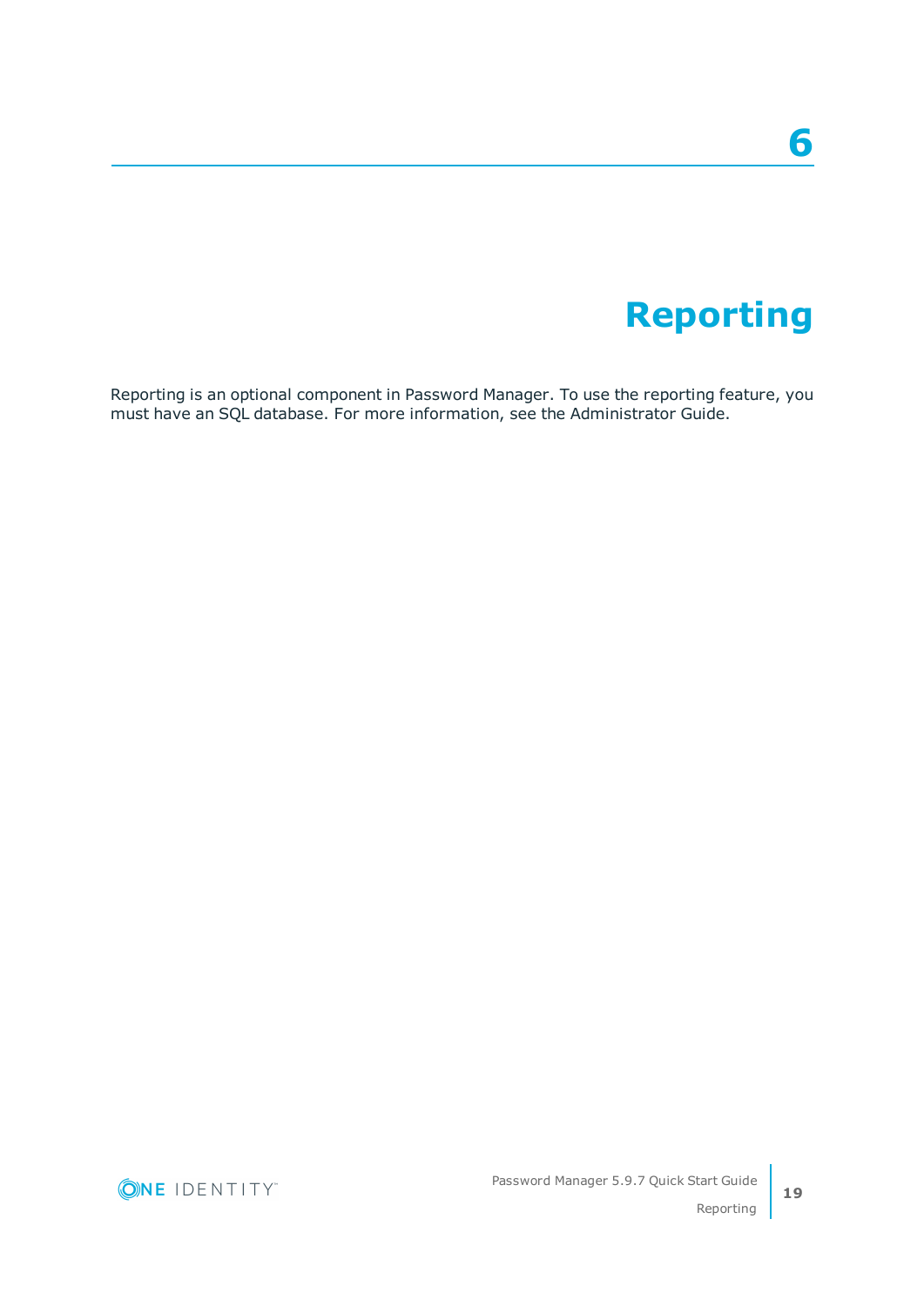# 6

# Reporting

Reporting is an optional component in Password Manager. To use the reporting feature, you must have an SQL database. For more information, see the Administrator Guide.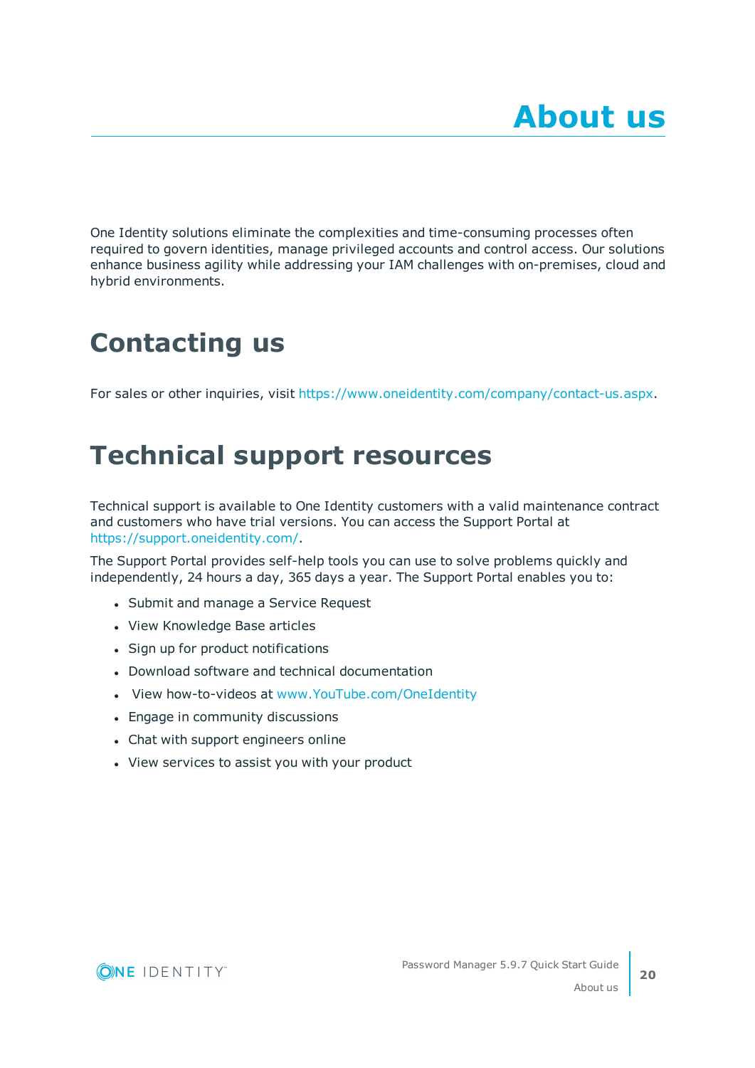# About us

One Identity solutions eliminate the complexities and time-consuming processes often required to govern identities, manage privileged accounts and control access. Our solutions enhance business agility while addressing your IAM challenges with on-premises, cloud and hybrid environments.

## Contacting us

For sales or other inquiries, visit https://www.oneidentity.com/company/contact-us.aspx.

## Technical support resources

Technical support is available to One Identity customers with a valid maintenance contract and customers who have trial versions. You can access the Support Portal at https://support.oneidentity.com/.

The Support Portal provides self-help tools you can use to solve problems quickly and independently, 24 hours a day, 365 days a year. The Support Portal enables you to:

- Submit and manage a Service Request
- View Knowledge Base articles
- Sign up for product notifications
- Download software and technical documentation
- View how-to-videos at www.YouTube.com/OneIdentity
- Engage in community discussions
- Chat with support engineers online
- View services to assist you with your product